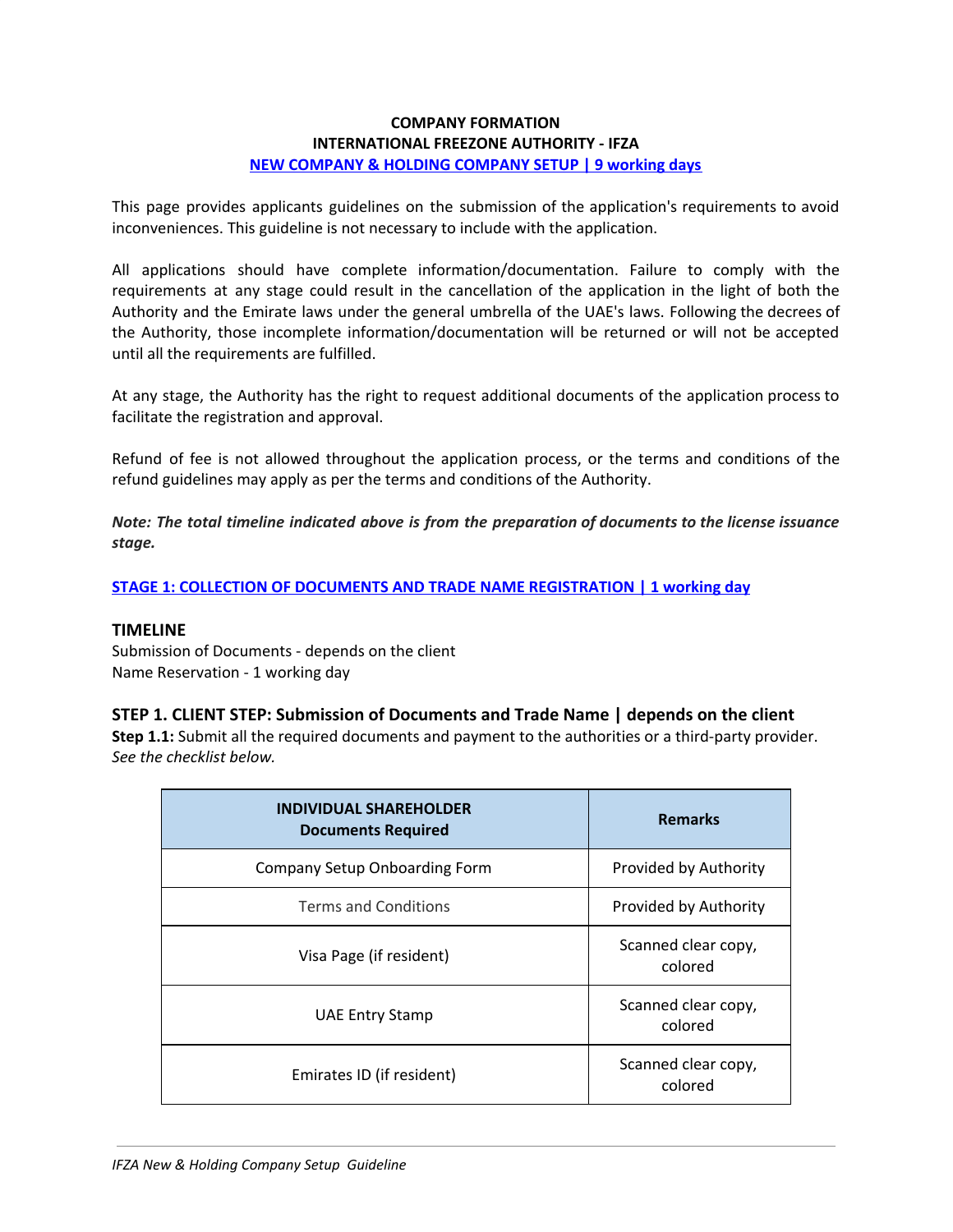**COMPANY FORMATION**
**INTERNATIONAL FREEZONE AUTHORITY - IFZA**
**NEW COMPANY & HOLDING COMPANY SETUP | 9 working days**

This page provides applicants guidelines on the submission of the application's requirements to avoid inconveniences. This guideline is not necessary to include with the application.

All applications should have complete information/documentation. Failure to comply with the requirements at any stage could result in the cancellation of the application in the light of both the Authority and the Emirate laws under the general umbrella of the UAE's laws. Following the decrees of the Authority, those incomplete information/documentation will be returned or will not be accepted until all the requirements are fulfilled.

At any stage, the Authority has the right to request additional documents of the application process to facilitate the registration and approval.

Refund of fee is not allowed throughout the application process, or the terms and conditions of the refund guidelines may apply as per the terms and conditions of the Authority.

***Note: The total timeline indicated above is from the preparation of documents to the license issuance stage.***

**STAGE 1: COLLECTION OF DOCUMENTS AND TRADE NAME REGISTRATION | 1 working day**

### TIMELINE

Submission of Documents - depends on the client
Name Reservation - 1 working day

### STEP 1. CLIENT STEP: Submission of Documents and Trade Name | depends on the client

**Step 1.1:** Submit all the required documents and payment to the authorities or a third-party provider. *See the checklist below.*

| INDIVIDUAL SHAREHOLDER Documents Required | Remarks |
|---|---|
| Company Setup Onboarding Form | Provided by Authority |
| Terms and Conditions | Provided by Authority |
| Visa Page (if resident) | Scanned clear copy, colored |
| UAE Entry Stamp | Scanned clear copy, colored |
| Emirates ID (if resident) | Scanned clear copy, colored |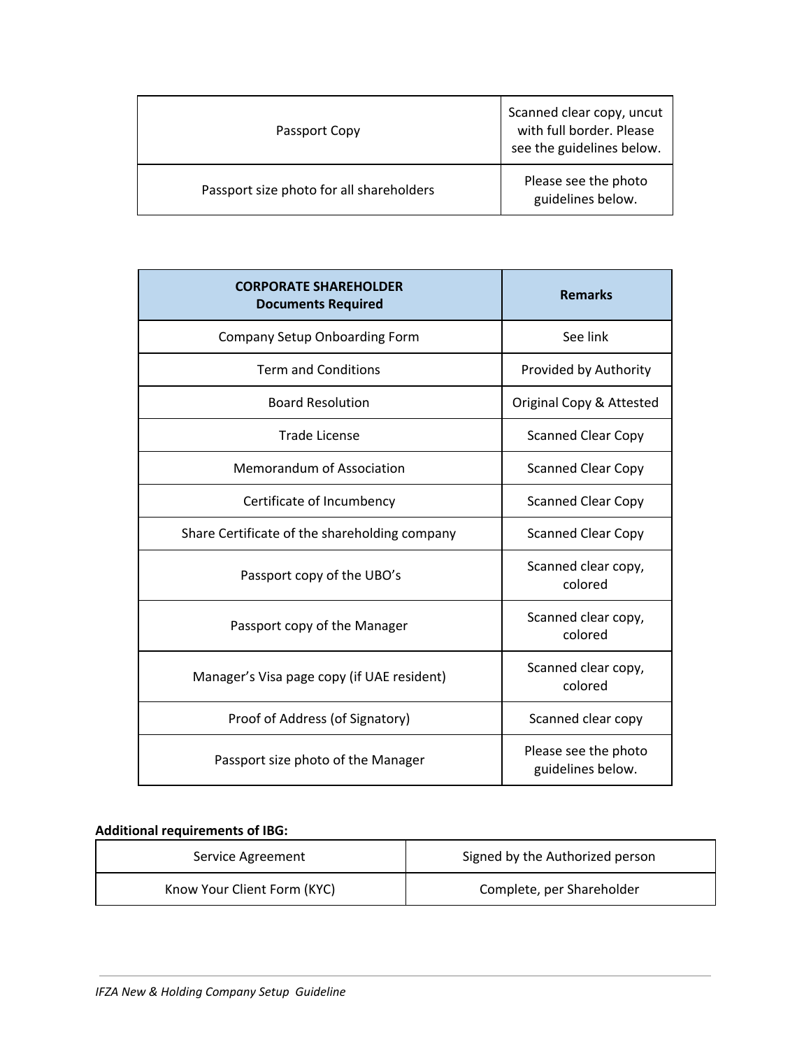| | |
|---|---|
| Passport Copy | Scanned clear copy, uncut with full border. Please see the guidelines below. |
| Passport size photo for all shareholders | Please see the photo guidelines below. |

| **CORPORATE SHAREHOLDER Documents Required** | **Remarks** |
|---|---|
| Company Setup Onboarding Form | See link |
| Term and Conditions | Provided by Authority |
| Board Resolution | Original Copy & Attested |
| Trade License | Scanned Clear Copy |
| Memorandum of Association | Scanned Clear Copy |
| Certificate of Incumbency | Scanned Clear Copy |
| Share Certificate of the shareholding company | Scanned Clear Copy |
| Passport copy of the UBO's | Scanned clear copy, colored |
| Passport copy of the Manager | Scanned clear copy, colored |
| Manager's Visa page copy (if UAE resident) | Scanned clear copy, colored |
| Proof of Address (of Signatory) | Scanned clear copy |
| Passport size photo of the Manager | Please see the photo guidelines below. |

**Additional requirements of IBG:**

| | |
|---|---|
| Service Agreement | Signed by the Authorized person |
| Know Your Client Form (KYC) | Complete, per Shareholder |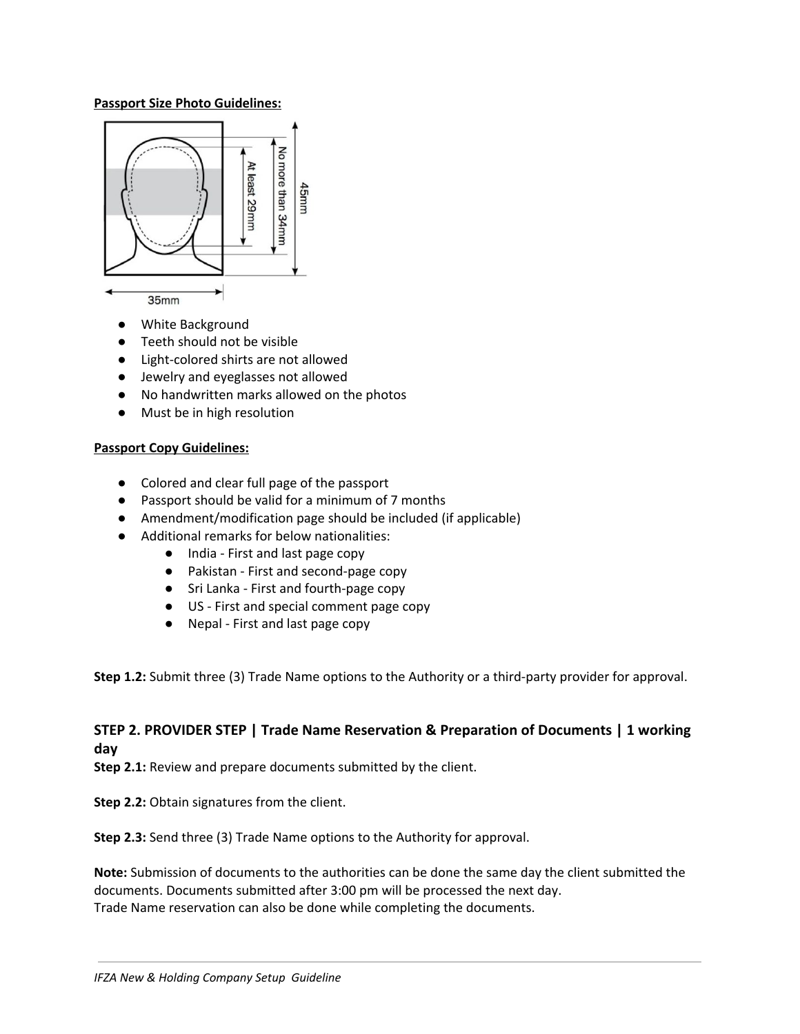**Passport Size Photo Guidelines:**

- White Background
- Teeth should not be visible
- Light-colored shirts are not allowed
- Jewelry and eyeglasses not allowed
- No handwritten marks allowed on the photos
- Must be in high resolution

**Passport Copy Guidelines:**

- Colored and clear full page of the passport
- Passport should be valid for a minimum of 7 months
- Amendment/modification page should be included (if applicable)
- Additional remarks for below nationalities:
    - India - First and last page copy
    - Pakistan - First and second-page copy
    - Sri Lanka - First and fourth-page copy
    - US - First and special comment page copy
    - Nepal - First and last page copy

**Step 1.2:** Submit three (3) Trade Name options to the Authority or a third-party provider for approval.

### STEP 2. PROVIDER STEP | Trade Name Reservation & Preparation of Documents | 1 working day

**Step 2.1:** Review and prepare documents submitted by the client.

**Step 2.2:** Obtain signatures from the client.

**Step 2.3:** Send three (3) Trade Name options to the Authority for approval.

**Note:** Submission of documents to the authorities can be done the same day the client submitted the documents. Documents submitted after 3:00 pm will be processed the next day.
Trade Name reservation can also be done while completing the documents.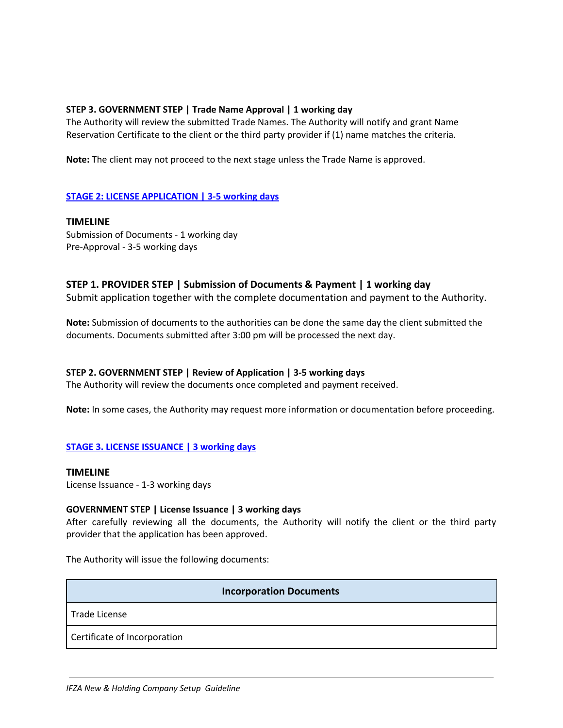**STEP 3. GOVERNMENT STEP | Trade Name Approval | 1 working day**
The Authority will review the submitted Trade Names. The Authority will notify and grant Name Reservation Certificate to the client or the third party provider if (1) name matches the criteria.

**Note:** The client may not proceed to the next stage unless the Trade Name is approved.

## STAGE 2: LICENSE APPLICATION | 3-5 working days

**TIMELINE**
Submission of Documents - 1 working day
Pre-Approval - 3-5 working days

### STEP 1. PROVIDER STEP | Submission of Documents & Payment | 1 working day

Submit application together with the complete documentation and payment to the Authority.

**Note:** Submission of documents to the authorities can be done the same day the client submitted the documents. Documents submitted after 3:00 pm will be processed the next day.

**STEP 2. GOVERNMENT STEP | Review of Application | 3-5 working days**
The Authority will review the documents once completed and payment received.

**Note:** In some cases, the Authority may request more information or documentation before proceeding.

## STAGE 3. LICENSE ISSUANCE | 3 working days

**TIMELINE**
License Issuance - 1-3 working days

**GOVERNMENT STEP | License Issuance | 3 working days**
After carefully reviewing all the documents, the Authority will notify the client or the third party provider that the application has been approved.

The Authority will issue the following documents:

| Incorporation Documents |
| --- |
| Trade License |
| Certificate of Incorporation |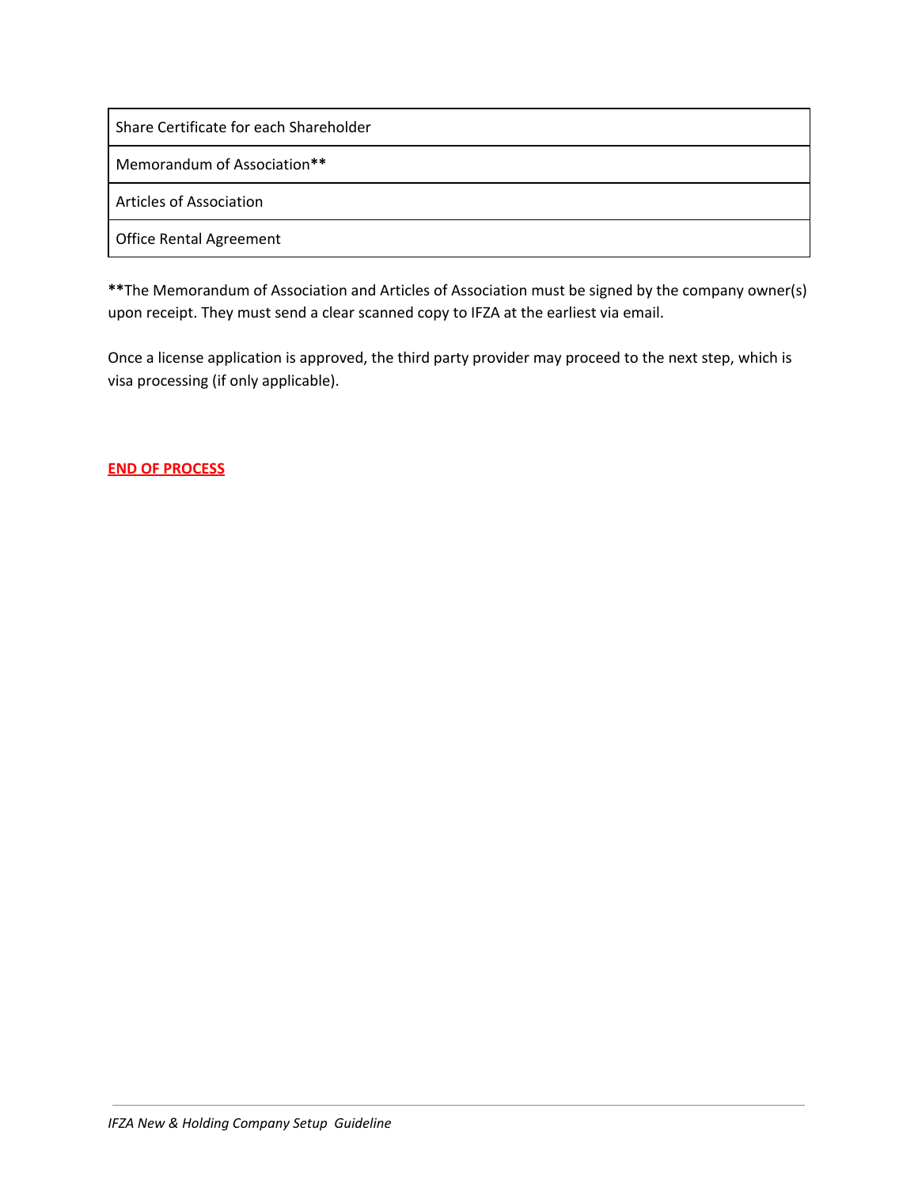| |
|---|
| Share Certificate for each Shareholder |
| Memorandum of Association** |
| Articles of Association |
| Office Rental Agreement |

**The Memorandum of Association and Articles of Association must be signed by the company owner(s) upon receipt. They must send a clear scanned copy to IFZA at the earliest via email.

Once a license application is approved, the third party provider may proceed to the next step, which is visa processing (if only applicable).

**END OF PROCESS**